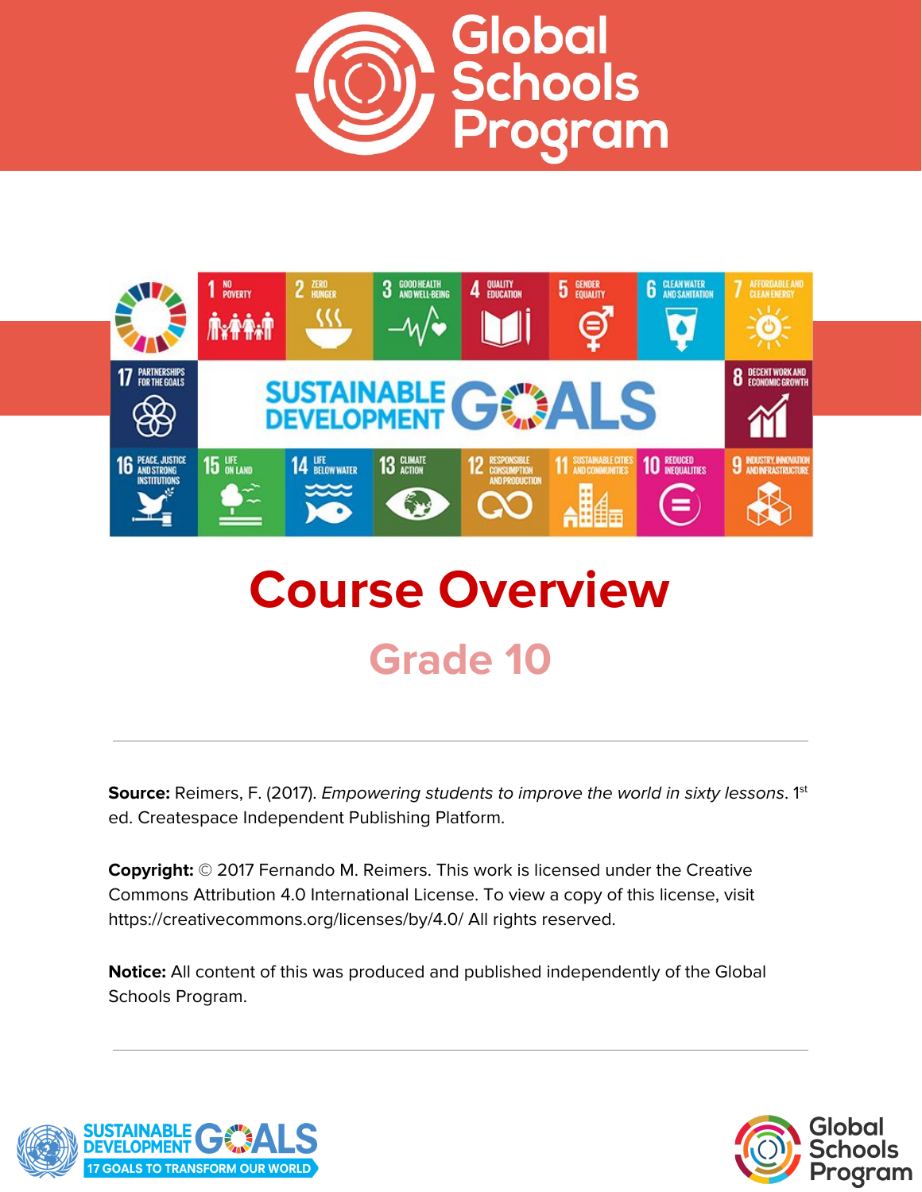# Global Schools Program

# Course Overview

## Grade 10

---

**Source:** Reimers, F. (2017). *Empowering students to improve the world in sixty lessons*. 1st ed. Createspace Independent Publishing Platform.

**Copyright:** © 2017 Fernando M. Reimers. This work is licensed under the Creative Commons Attribution 4.0 International License. To view a copy of this license, visit https://creativecommons.org/licenses/by/4.0/ All rights reserved.

**Notice:** All content of this was produced and published independently of the Global Schools Program.

---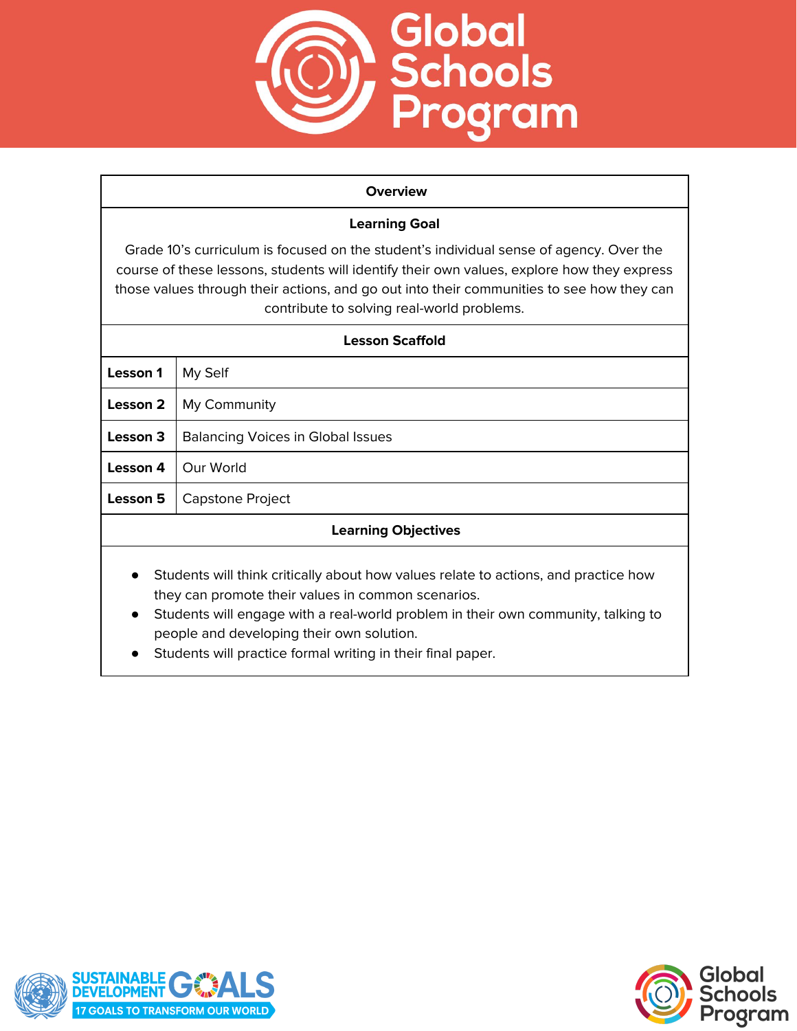## Overview

### Learning Goal

Grade 10's curriculum is focused on the student's individual sense of agency. Over the course of these lessons, students will identify their own values, explore how they express those values through their actions, and go out into their communities to see how they can contribute to solving real-world problems.

### Lesson Scaffold

| | |
|---|---|
| **Lesson 1** | My Self |
| **Lesson 2** | My Community |
| **Lesson 3** | Balancing Voices in Global Issues |
| **Lesson 4** | Our World |
| **Lesson 5** | Capstone Project |

### Learning Objectives

- Students will think critically about how values relate to actions, and practice how they can promote their values in common scenarios.
- Students will engage with a real-world problem in their own community, talking to people and developing their own solution.
- Students will practice formal writing in their final paper.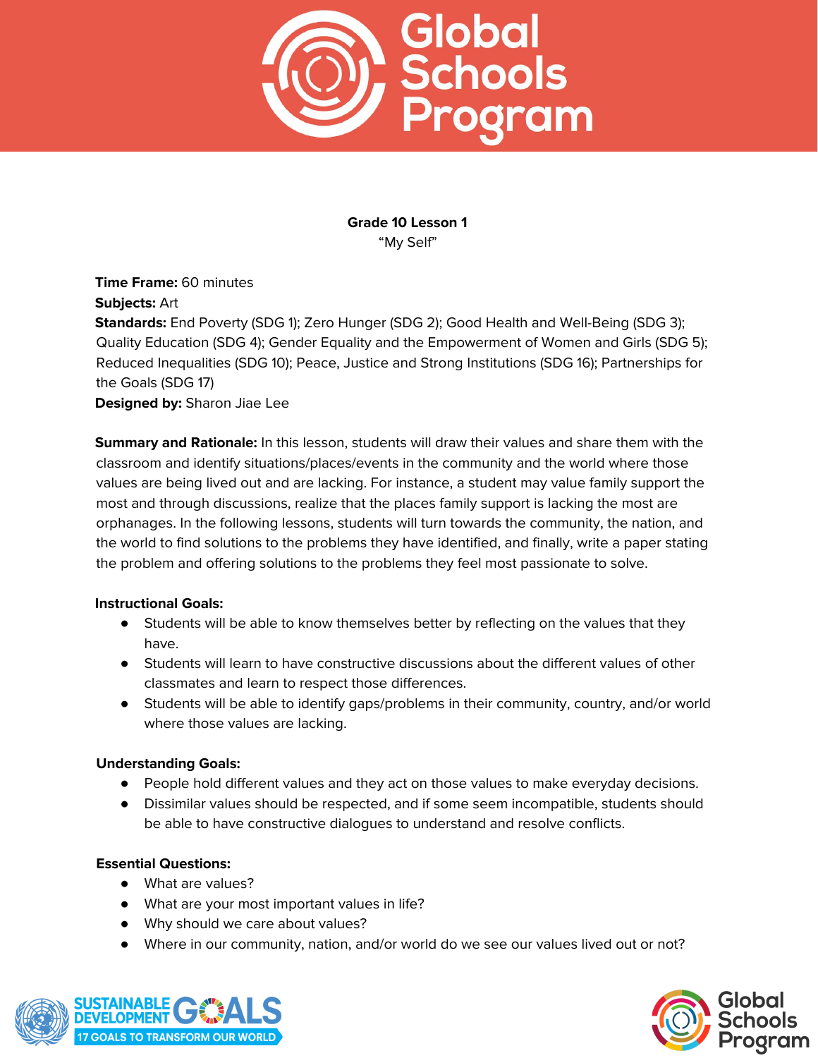**Grade 10 Lesson 1**

"My Self"

**Time Frame:** 60 minutes

**Subjects:** Art

**Standards:** End Poverty (SDG 1); Zero Hunger (SDG 2); Good Health and Well-Being (SDG 3); Quality Education (SDG 4); Gender Equality and the Empowerment of Women and Girls (SDG 5); Reduced Inequalities (SDG 10); Peace, Justice and Strong Institutions (SDG 16); Partnerships for the Goals (SDG 17)

**Designed by:** Sharon Jiae Lee

**Summary and Rationale:** In this lesson, students will draw their values and share them with the classroom and identify situations/places/events in the community and the world where those values are being lived out and are lacking. For instance, a student may value family support the most and through discussions, realize that the places family support is lacking the most are orphanages. In the following lessons, students will turn towards the community, the nation, and the world to find solutions to the problems they have identified, and finally, write a paper stating the problem and offering solutions to the problems they feel most passionate to solve.

**Instructional Goals:**

- Students will be able to know themselves better by reflecting on the values that they have.
- Students will learn to have constructive discussions about the different values of other classmates and learn to respect those differences.
- Students will be able to identify gaps/problems in their community, country, and/or world where those values are lacking.

**Understanding Goals:**

- People hold different values and they act on those values to make everyday decisions.
- Dissimilar values should be respected, and if some seem incompatible, students should be able to have constructive dialogues to understand and resolve conflicts.

**Essential Questions:**

- What are values?
- What are your most important values in life?
- Why should we care about values?
- Where in our community, nation, and/or world do we see our values lived out or not?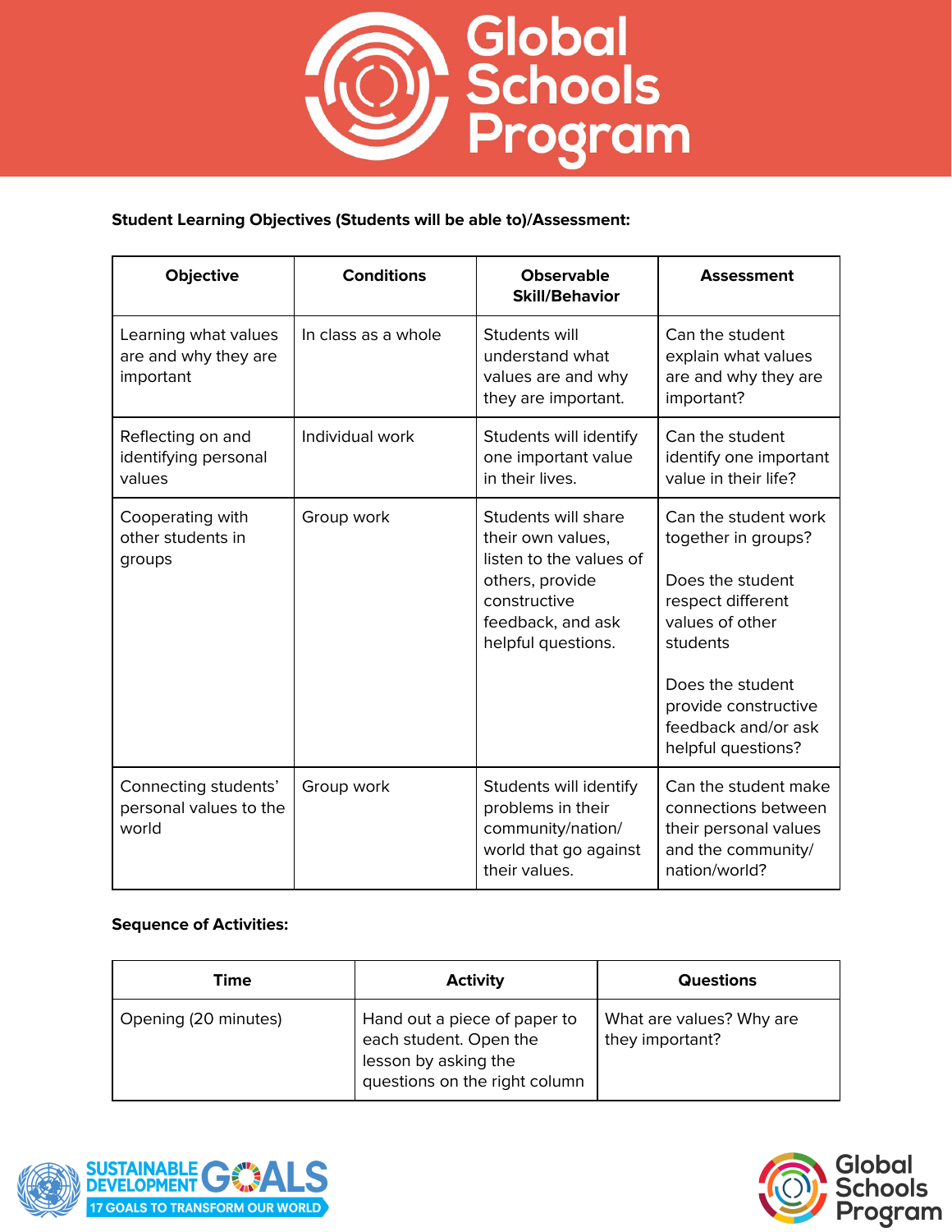**Student Learning Objectives (Students will be able to)/Assessment:**

| Objective | Conditions | Observable Skill/Behavior | Assessment |
|---|---|---|---|
| Learning what values are and why they are important | In class as a whole | Students will understand what values are and why they are important. | Can the student explain what values are and why they are important? |
| Reflecting on and identifying personal values | Individual work | Students will identify one important value in their lives. | Can the student identify one important value in their life? |
| Cooperating with other students in groups | Group work | Students will share their own values, listen to the values of others, provide constructive feedback, and ask helpful questions. | Can the student work together in groups?<br><br>Does the student respect different values of other students<br><br>Does the student provide constructive feedback and/or ask helpful questions? |
| Connecting students' personal values to the world | Group work | Students will identify problems in their community/nation/ world that go against their values. | Can the student make connections between their personal values and the community/ nation/world? |

**Sequence of Activities:**

| Time | Activity | Questions |
|---|---|---|
| Opening (20 minutes) | Hand out a piece of paper to each student. Open the lesson by asking the questions on the right column | What are values? Why are they important? |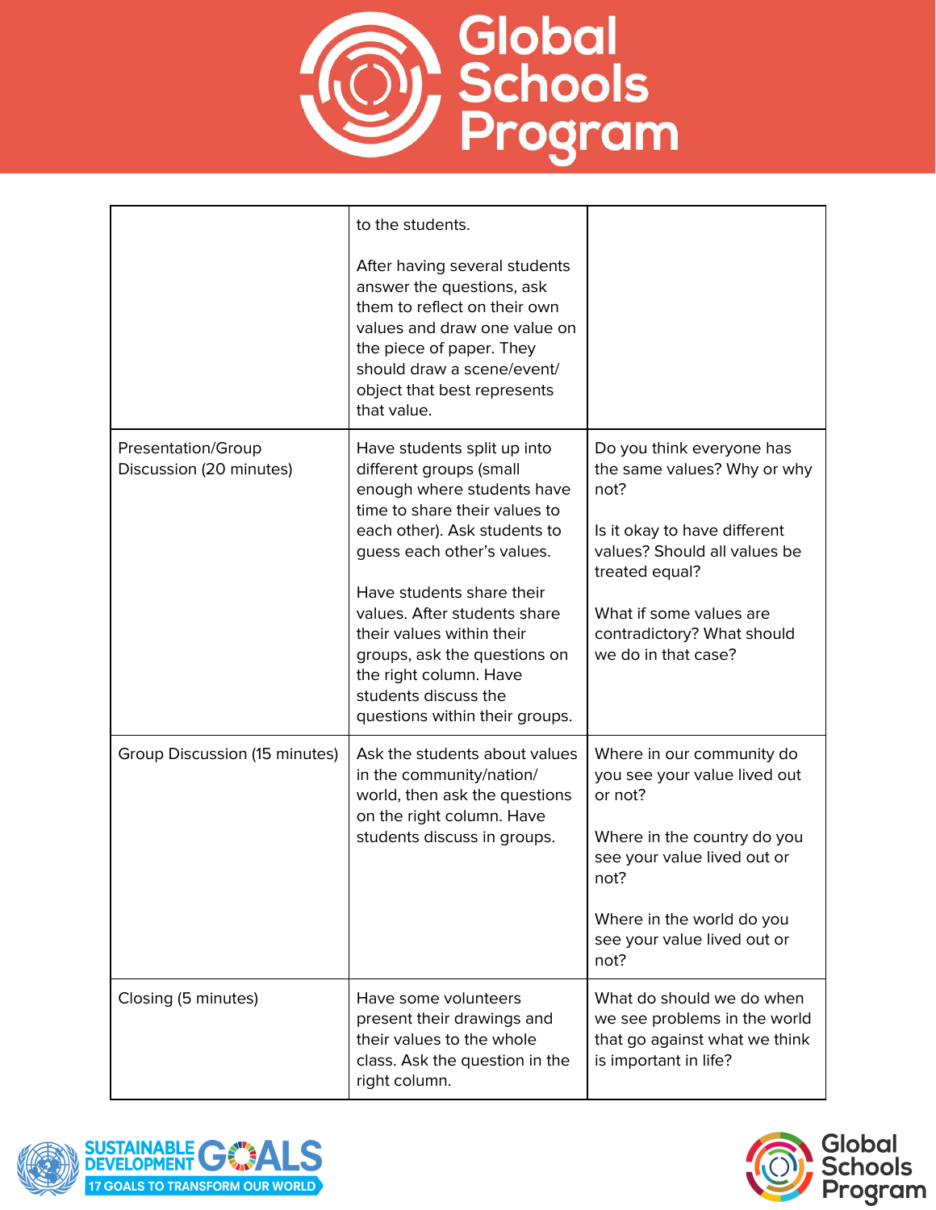| | | |
|---|---|---|
| | to the students.<br><br>After having several students answer the questions, ask them to reflect on their own values and draw one value on the piece of paper. They should draw a scene/event/ object that best represents that value. | |
| Presentation/Group Discussion (20 minutes) | Have students split up into different groups (small enough where students have time to share their values to each other). Ask students to guess each other's values.<br><br>Have students share their values. After students share their values within their groups, ask the questions on the right column. Have students discuss the questions within their groups. | Do you think everyone has the same values? Why or why not?<br><br>Is it okay to have different values? Should all values be treated equal?<br><br>What if some values are contradictory? What should we do in that case? |
| Group Discussion (15 minutes) | Ask the students about values in the community/nation/ world, then ask the questions on the right column. Have students discuss in groups. | Where in our community do you see your value lived out or not?<br><br>Where in the country do you see your value lived out or not?<br><br>Where in the world do you see your value lived out or not? |
| Closing (5 minutes) | Have some volunteers present their drawings and their values to the whole class. Ask the question in the right column. | What do should we do when we see problems in the world that go against what we think is important in life? |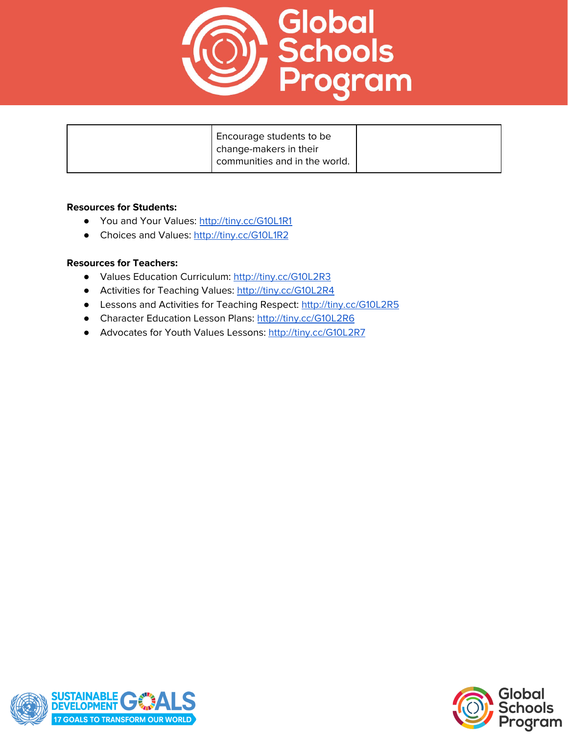| | Encourage students to be change-makers in their communities and in the world. | |
|---|---|---|

**Resources for Students:**

- You and Your Values: http://tiny.cc/G10L1R1
- Choices and Values: http://tiny.cc/G10L1R2

**Resources for Teachers:**

- Values Education Curriculum: http://tiny.cc/G10L2R3
- Activities for Teaching Values: http://tiny.cc/G10L2R4
- Lessons and Activities for Teaching Respect: http://tiny.cc/G10L2R5
- Character Education Lesson Plans: http://tiny.cc/G10L2R6
- Advocates for Youth Values Lessons: http://tiny.cc/G10L2R7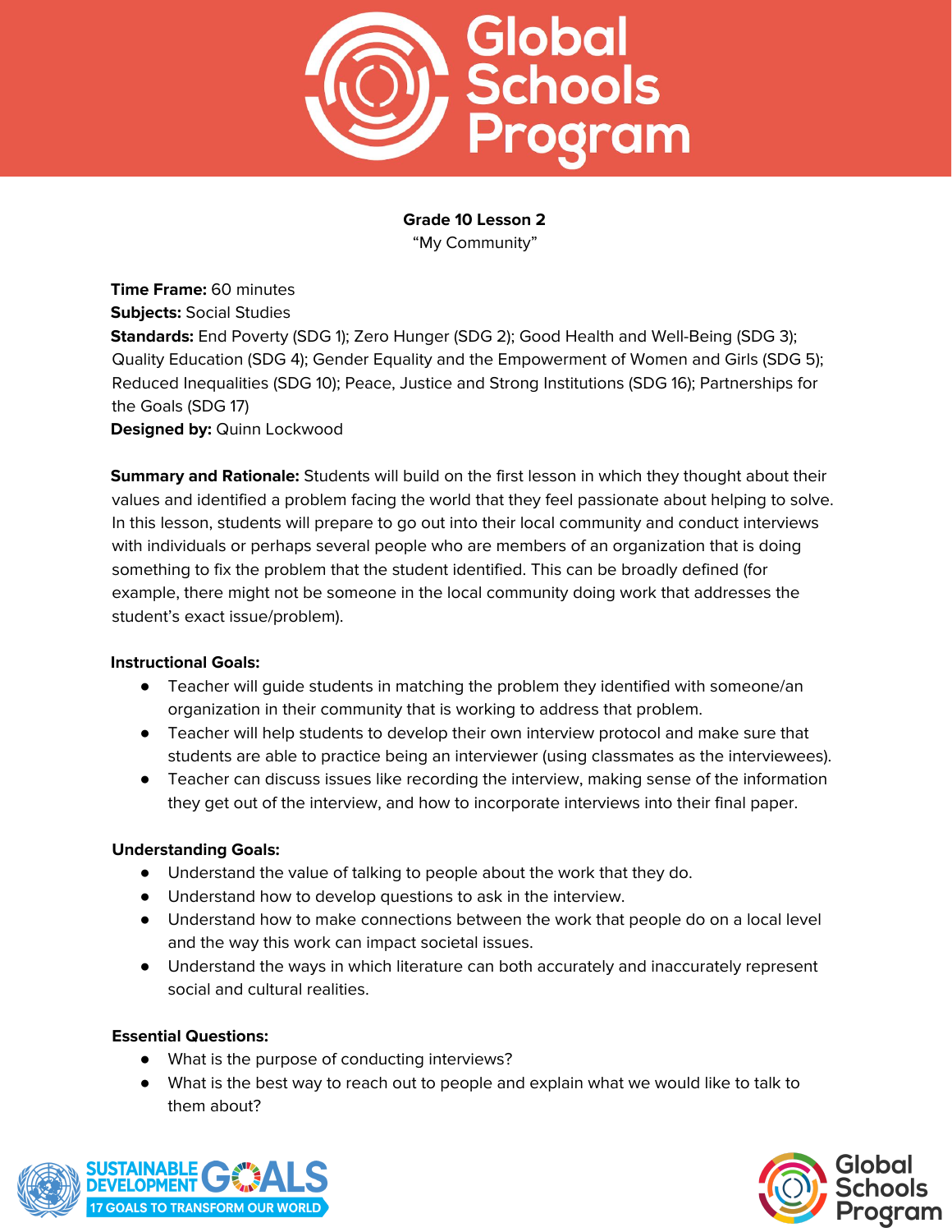**Grade 10 Lesson 2**

"My Community"

**Time Frame:** 60 minutes

**Subjects:** Social Studies

**Standards:** End Poverty (SDG 1); Zero Hunger (SDG 2); Good Health and Well-Being (SDG 3); Quality Education (SDG 4); Gender Equality and the Empowerment of Women and Girls (SDG 5); Reduced Inequalities (SDG 10); Peace, Justice and Strong Institutions (SDG 16); Partnerships for the Goals (SDG 17)

**Designed by:** Quinn Lockwood

**Summary and Rationale:** Students will build on the first lesson in which they thought about their values and identified a problem facing the world that they feel passionate about helping to solve. In this lesson, students will prepare to go out into their local community and conduct interviews with individuals or perhaps several people who are members of an organization that is doing something to fix the problem that the student identified. This can be broadly defined (for example, there might not be someone in the local community doing work that addresses the student's exact issue/problem).

**Instructional Goals:**

- Teacher will guide students in matching the problem they identified with someone/an organization in their community that is working to address that problem.
- Teacher will help students to develop their own interview protocol and make sure that students are able to practice being an interviewer (using classmates as the interviewees).
- Teacher can discuss issues like recording the interview, making sense of the information they get out of the interview, and how to incorporate interviews into their final paper.

**Understanding Goals:**

- Understand the value of talking to people about the work that they do.
- Understand how to develop questions to ask in the interview.
- Understand how to make connections between the work that people do on a local level and the way this work can impact societal issues.
- Understand the ways in which literature can both accurately and inaccurately represent social and cultural realities.

**Essential Questions:**

- What is the purpose of conducting interviews?
- What is the best way to reach out to people and explain what we would like to talk to them about?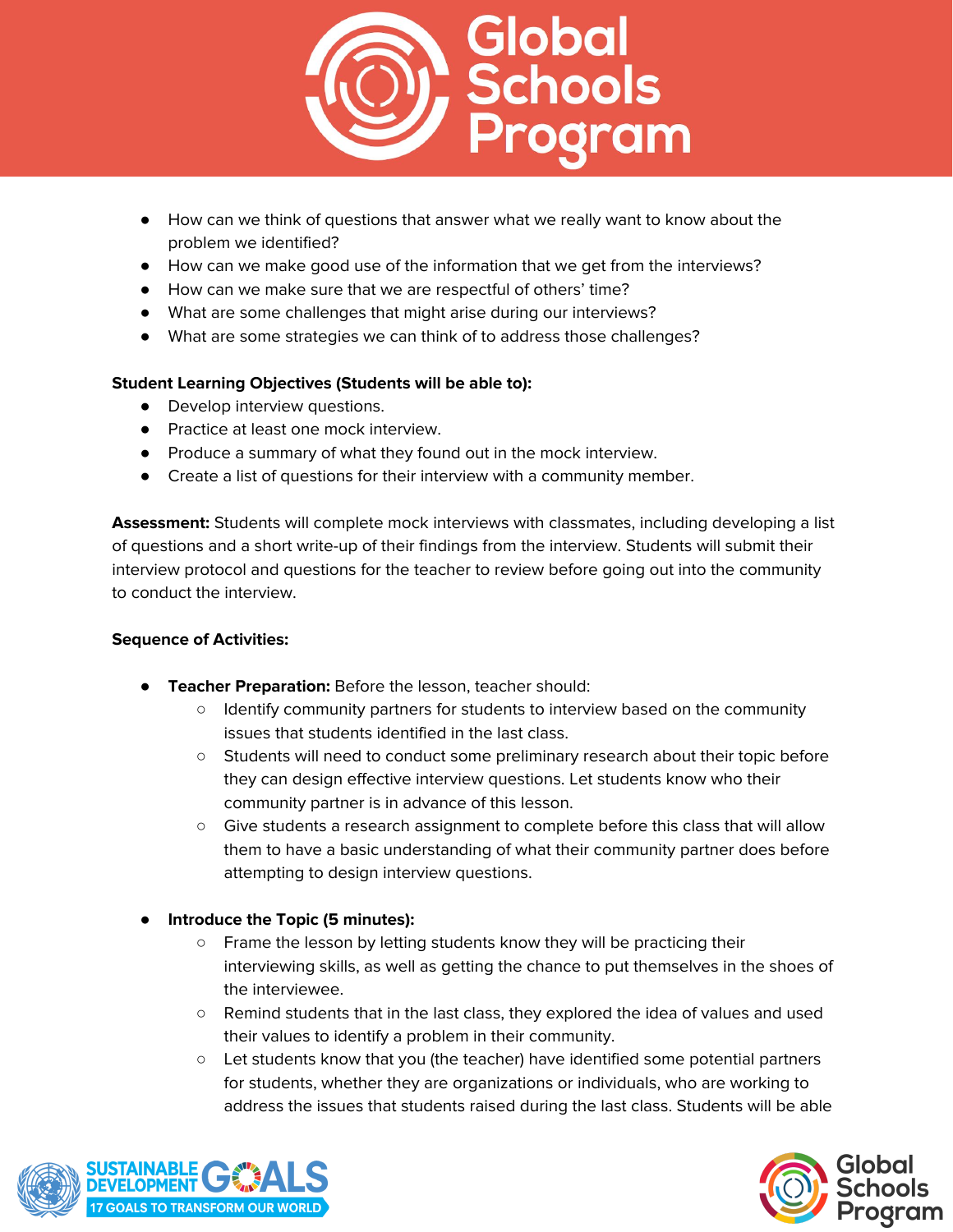- How can we think of questions that answer what we really want to know about the problem we identified?
- How can we make good use of the information that we get from the interviews?
- How can we make sure that we are respectful of others' time?
- What are some challenges that might arise during our interviews?
- What are some strategies we can think of to address those challenges?

**Student Learning Objectives (Students will be able to):**

- Develop interview questions.
- Practice at least one mock interview.
- Produce a summary of what they found out in the mock interview.
- Create a list of questions for their interview with a community member.

**Assessment:** Students will complete mock interviews with classmates, including developing a list of questions and a short write-up of their findings from the interview. Students will submit their interview protocol and questions for the teacher to review before going out into the community to conduct the interview.

**Sequence of Activities:**

- **Teacher Preparation:** Before the lesson, teacher should:
  - Identify community partners for students to interview based on the community issues that students identified in the last class.
  - Students will need to conduct some preliminary research about their topic before they can design effective interview questions. Let students know who their community partner is in advance of this lesson.
  - Give students a research assignment to complete before this class that will allow them to have a basic understanding of what their community partner does before attempting to design interview questions.

- **Introduce the Topic (5 minutes):**
  - Frame the lesson by letting students know they will be practicing their interviewing skills, as well as getting the chance to put themselves in the shoes of the interviewee.
  - Remind students that in the last class, they explored the idea of values and used their values to identify a problem in their community.
  - Let students know that you (the teacher) have identified some potential partners for students, whether they are organizations or individuals, who are working to address the issues that students raised during the last class. Students will be able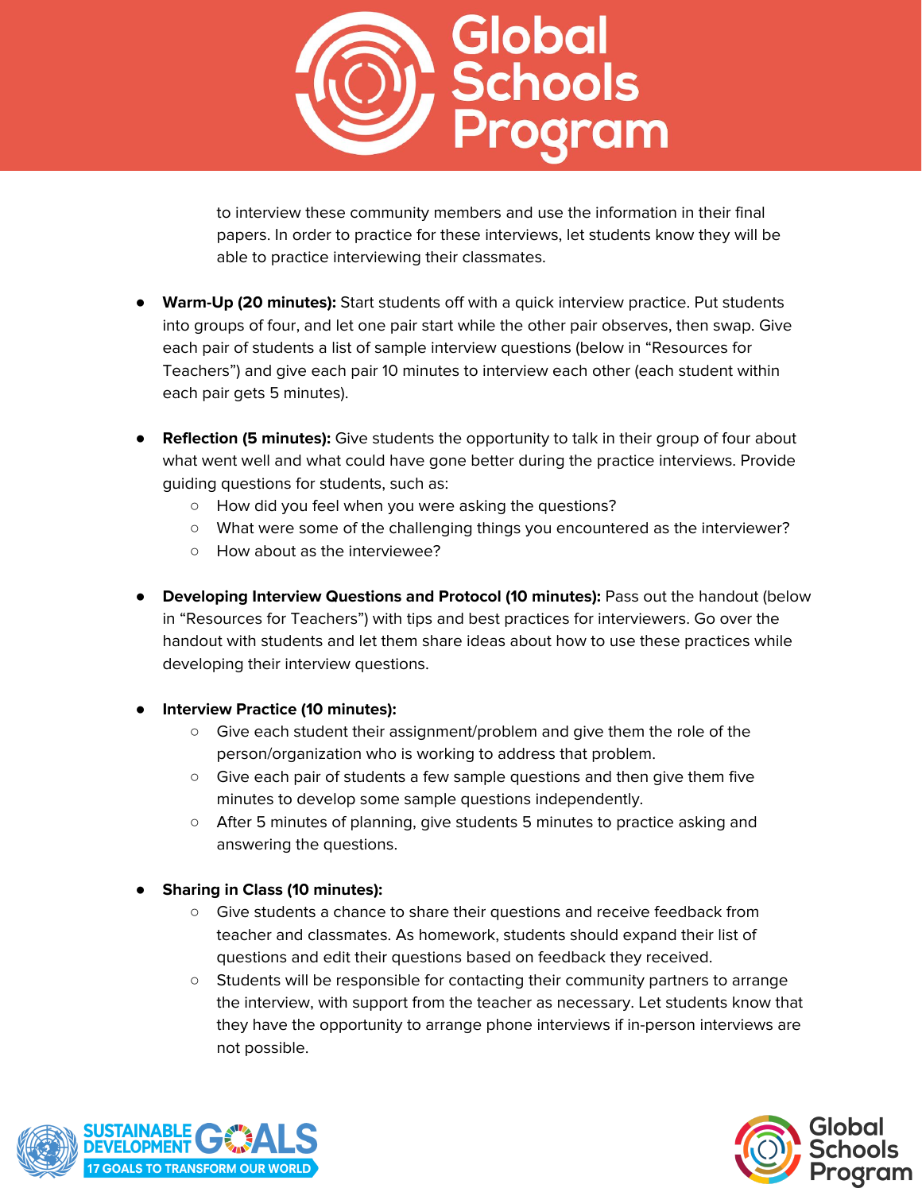to interview these community members and use the information in their final papers. In order to practice for these interviews, let students know they will be able to practice interviewing their classmates.

- **Warm-Up (20 minutes):** Start students off with a quick interview practice. Put students into groups of four, and let one pair start while the other pair observes, then swap. Give each pair of students a list of sample interview questions (below in "Resources for Teachers") and give each pair 10 minutes to interview each other (each student within each pair gets 5 minutes).

- **Reflection (5 minutes):** Give students the opportunity to talk in their group of four about what went well and what could have gone better during the practice interviews. Provide guiding questions for students, such as:
  - How did you feel when you were asking the questions?
  - What were some of the challenging things you encountered as the interviewer?
  - How about as the interviewee?

- **Developing Interview Questions and Protocol (10 minutes):** Pass out the handout (below in "Resources for Teachers") with tips and best practices for interviewers. Go over the handout with students and let them share ideas about how to use these practices while developing their interview questions.

- **Interview Practice (10 minutes):**
  - Give each student their assignment/problem and give them the role of the person/organization who is working to address that problem.
  - Give each pair of students a few sample questions and then give them five minutes to develop some sample questions independently.
  - After 5 minutes of planning, give students 5 minutes to practice asking and answering the questions.

- **Sharing in Class (10 minutes):**
  - Give students a chance to share their questions and receive feedback from teacher and classmates. As homework, students should expand their list of questions and edit their questions based on feedback they received.
  - Students will be responsible for contacting their community partners to arrange the interview, with support from the teacher as necessary. Let students know that they have the opportunity to arrange phone interviews if in-person interviews are not possible.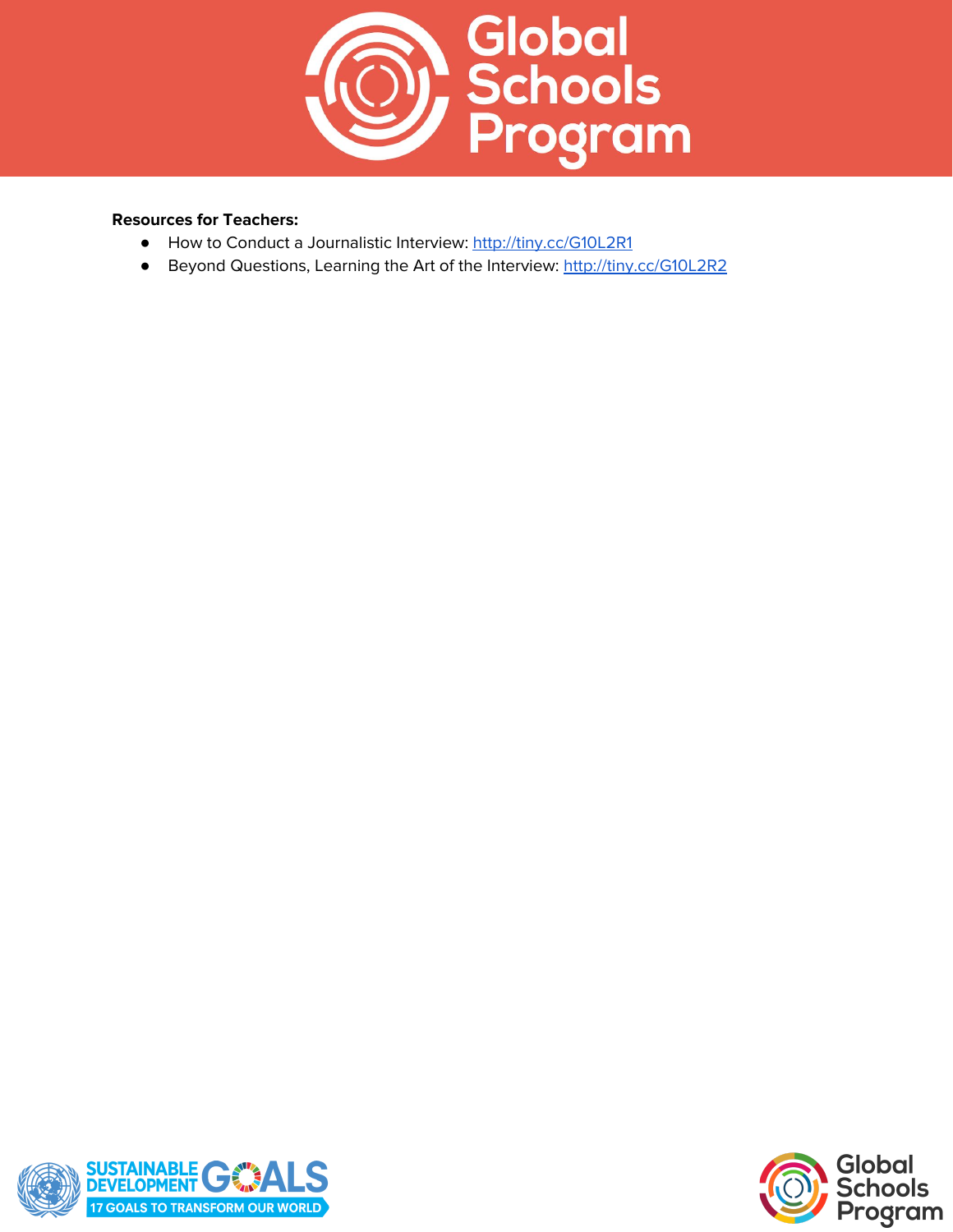**Resources for Teachers:**

- How to Conduct a Journalistic Interview: [http://tiny.cc/G10L2R1](http://tiny.cc/G10L2R1)
- Beyond Questions, Learning the Art of the Interview: [http://tiny.cc/G10L2R2](http://tiny.cc/G10L2R2)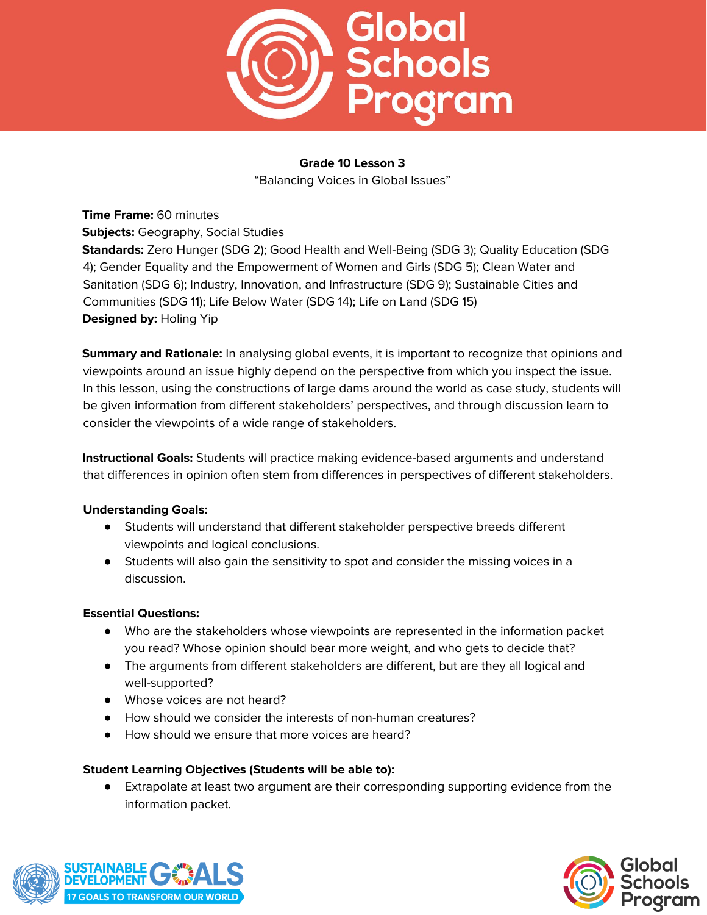**Grade 10 Lesson 3**

"Balancing Voices in Global Issues"

**Time Frame:** 60 minutes
**Subjects:** Geography, Social Studies
**Standards:** Zero Hunger (SDG 2); Good Health and Well-Being (SDG 3); Quality Education (SDG 4); Gender Equality and the Empowerment of Women and Girls (SDG 5); Clean Water and Sanitation (SDG 6); Industry, Innovation, and Infrastructure (SDG 9); Sustainable Cities and Communities (SDG 11); Life Below Water (SDG 14); Life on Land (SDG 15)
**Designed by:** Holing Yip

**Summary and Rationale:** In analysing global events, it is important to recognize that opinions and viewpoints around an issue highly depend on the perspective from which you inspect the issue. In this lesson, using the constructions of large dams around the world as case study, students will be given information from different stakeholders' perspectives, and through discussion learn to consider the viewpoints of a wide range of stakeholders.

**Instructional Goals:** Students will practice making evidence-based arguments and understand that differences in opinion often stem from differences in perspectives of different stakeholders.

**Understanding Goals:**

- Students will understand that different stakeholder perspective breeds different viewpoints and logical conclusions.
- Students will also gain the sensitivity to spot and consider the missing voices in a discussion.

**Essential Questions:**

- Who are the stakeholders whose viewpoints are represented in the information packet you read? Whose opinion should bear more weight, and who gets to decide that?
- The arguments from different stakeholders are different, but are they all logical and well-supported?
- Whose voices are not heard?
- How should we consider the interests of non-human creatures?
- How should we ensure that more voices are heard?

**Student Learning Objectives (Students will be able to):**

- Extrapolate at least two argument are their corresponding supporting evidence from the information packet.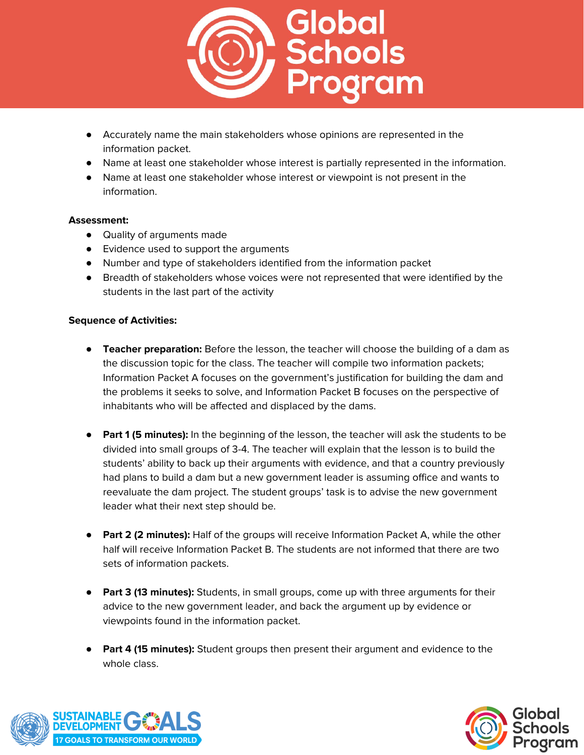- Accurately name the main stakeholders whose opinions are represented in the information packet.
- Name at least one stakeholder whose interest is partially represented in the information.
- Name at least one stakeholder whose interest or viewpoint is not present in the information.

**Assessment:**

- Quality of arguments made
- Evidence used to support the arguments
- Number and type of stakeholders identified from the information packet
- Breadth of stakeholders whose voices were not represented that were identified by the students in the last part of the activity

**Sequence of Activities:**

- **Teacher preparation:** Before the lesson, the teacher will choose the building of a dam as the discussion topic for the class. The teacher will compile two information packets; Information Packet A focuses on the government's justification for building the dam and the problems it seeks to solve, and Information Packet B focuses on the perspective of inhabitants who will be affected and displaced by the dams.

- **Part 1 (5 minutes):** In the beginning of the lesson, the teacher will ask the students to be divided into small groups of 3-4. The teacher will explain that the lesson is to build the students' ability to back up their arguments with evidence, and that a country previously had plans to build a dam but a new government leader is assuming office and wants to reevaluate the dam project. The student groups' task is to advise the new government leader what their next step should be.

- **Part 2 (2 minutes):** Half of the groups will receive Information Packet A, while the other half will receive Information Packet B. The students are not informed that there are two sets of information packets.

- **Part 3 (13 minutes):** Students, in small groups, come up with three arguments for their advice to the new government leader, and back the argument up by evidence or viewpoints found in the information packet.

- **Part 4 (15 minutes):** Student groups then present their argument and evidence to the whole class.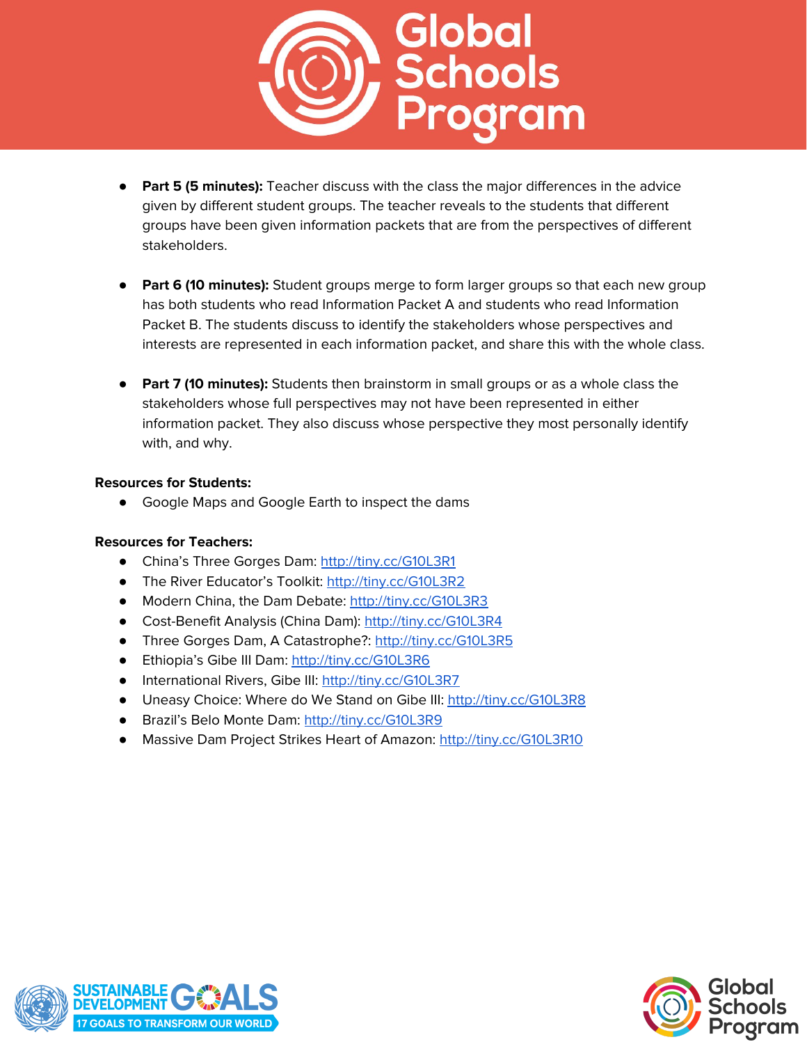- **Part 5 (5 minutes):** Teacher discuss with the class the major differences in the advice given by different student groups. The teacher reveals to the students that different groups have been given information packets that are from the perspectives of different stakeholders.

- **Part 6 (10 minutes):** Student groups merge to form larger groups so that each new group has both students who read Information Packet A and students who read Information Packet B. The students discuss to identify the stakeholders whose perspectives and interests are represented in each information packet, and share this with the whole class.

- **Part 7 (10 minutes):** Students then brainstorm in small groups or as a whole class the stakeholders whose full perspectives may not have been represented in either information packet. They also discuss whose perspective they most personally identify with, and why.

**Resources for Students:**

- Google Maps and Google Earth to inspect the dams

**Resources for Teachers:**

- China's Three Gorges Dam: http://tiny.cc/G10L3R1
- The River Educator's Toolkit: http://tiny.cc/G10L3R2
- Modern China, the Dam Debate: http://tiny.cc/G10L3R3
- Cost-Benefit Analysis (China Dam): http://tiny.cc/G10L3R4
- Three Gorges Dam, A Catastrophe?: http://tiny.cc/G10L3R5
- Ethiopia's Gibe III Dam: http://tiny.cc/G10L3R6
- International Rivers, Gibe III: http://tiny.cc/G10L3R7
- Uneasy Choice: Where do We Stand on Gibe III: http://tiny.cc/G10L3R8
- Brazil's Belo Monte Dam: http://tiny.cc/G10L3R9
- Massive Dam Project Strikes Heart of Amazon: http://tiny.cc/G10L3R10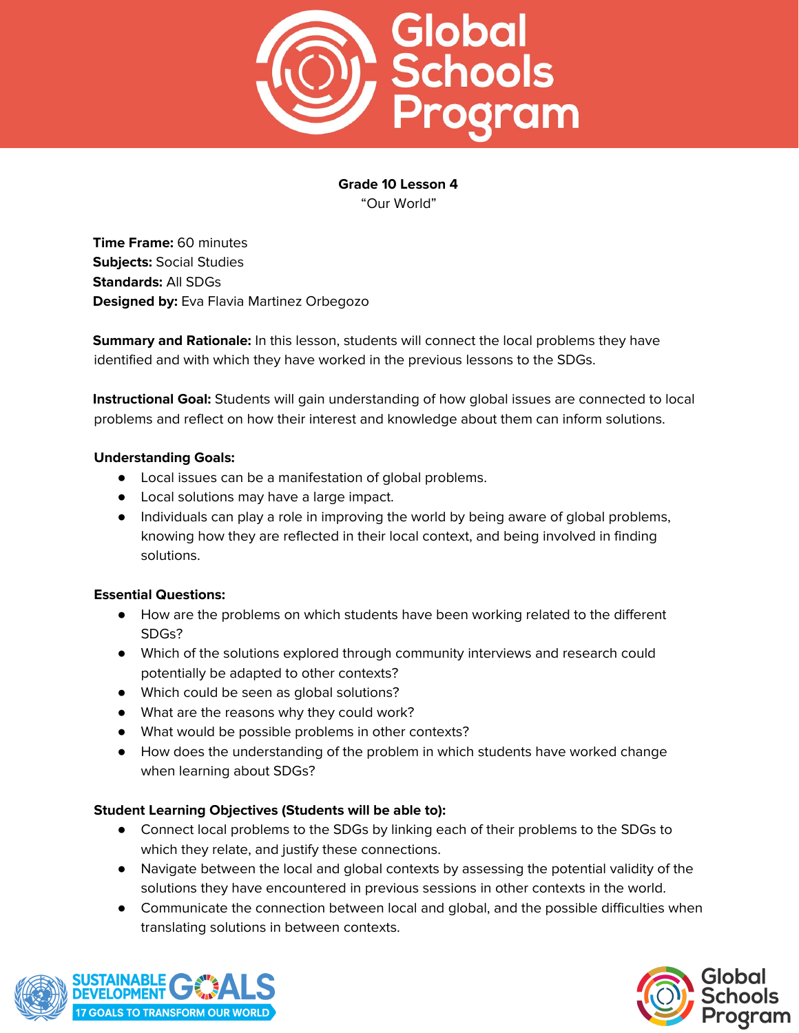**Grade 10 Lesson 4**

"Our World"

**Time Frame:** 60 minutes
**Subjects:** Social Studies
**Standards:** All SDGs
**Designed by:** Eva Flavia Martinez Orbegozo

**Summary and Rationale:** In this lesson, students will connect the local problems they have identified and with which they have worked in the previous lessons to the SDGs.

**Instructional Goal:** Students will gain understanding of how global issues are connected to local problems and reflect on how their interest and knowledge about them can inform solutions.

**Understanding Goals:**

- Local issues can be a manifestation of global problems.
- Local solutions may have a large impact.
- Individuals can play a role in improving the world by being aware of global problems, knowing how they are reflected in their local context, and being involved in finding solutions.

**Essential Questions:**

- How are the problems on which students have been working related to the different SDGs?
- Which of the solutions explored through community interviews and research could potentially be adapted to other contexts?
- Which could be seen as global solutions?
- What are the reasons why they could work?
- What would be possible problems in other contexts?
- How does the understanding of the problem in which students have worked change when learning about SDGs?

**Student Learning Objectives (Students will be able to):**

- Connect local problems to the SDGs by linking each of their problems to the SDGs to which they relate, and justify these connections.
- Navigate between the local and global contexts by assessing the potential validity of the solutions they have encountered in previous sessions in other contexts in the world.
- Communicate the connection between local and global, and the possible difficulties when translating solutions in between contexts.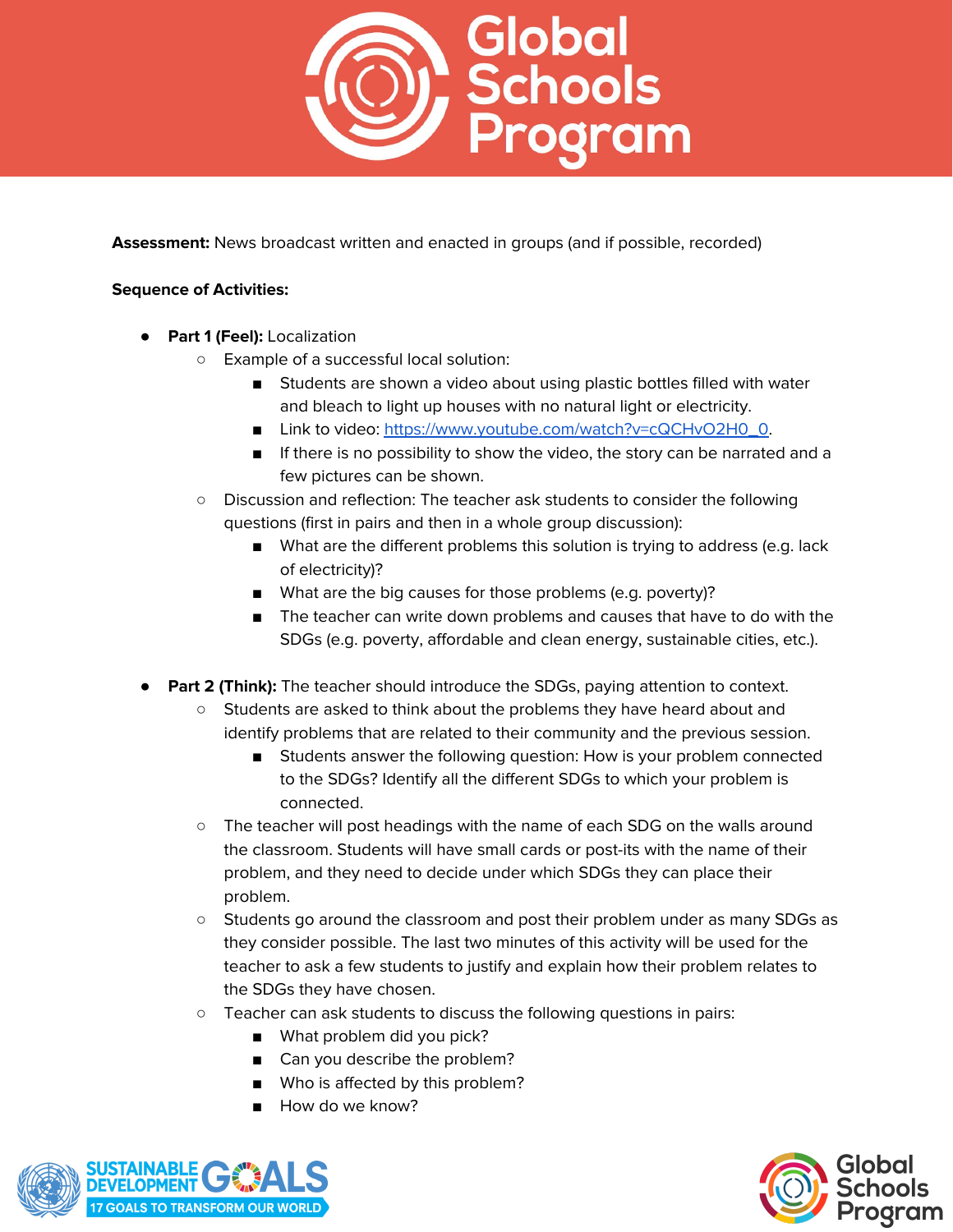**Assessment:** News broadcast written and enacted in groups (and if possible, recorded)

**Sequence of Activities:**

- **Part 1 (Feel):** Localization
  - Example of a successful local solution:
    - Students are shown a video about using plastic bottles filled with water and bleach to light up houses with no natural light or electricity.
    - Link to video: [https://www.youtube.com/watch?v=cQCHvO2H0_0](https://www.youtube.com/watch?v=cQCHvO2H0_0).
    - If there is no possibility to show the video, the story can be narrated and a few pictures can be shown.
  - Discussion and reflection: The teacher ask students to consider the following questions (first in pairs and then in a whole group discussion):
    - What are the different problems this solution is trying to address (e.g. lack of electricity)?
    - What are the big causes for those problems (e.g. poverty)?
    - The teacher can write down problems and causes that have to do with the SDGs (e.g. poverty, affordable and clean energy, sustainable cities, etc.).

- **Part 2 (Think):** The teacher should introduce the SDGs, paying attention to context.
  - Students are asked to think about the problems they have heard about and identify problems that are related to their community and the previous session.
    - Students answer the following question: How is your problem connected to the SDGs? Identify all the different SDGs to which your problem is connected.
  - The teacher will post headings with the name of each SDG on the walls around the classroom. Students will have small cards or post-its with the name of their problem, and they need to decide under which SDGs they can place their problem.
  - Students go around the classroom and post their problem under as many SDGs as they consider possible. The last two minutes of this activity will be used for the teacher to ask a few students to justify and explain how their problem relates to the SDGs they have chosen.
  - Teacher can ask students to discuss the following questions in pairs:
    - What problem did you pick?
    - Can you describe the problem?
    - Who is affected by this problem?
    - How do we know?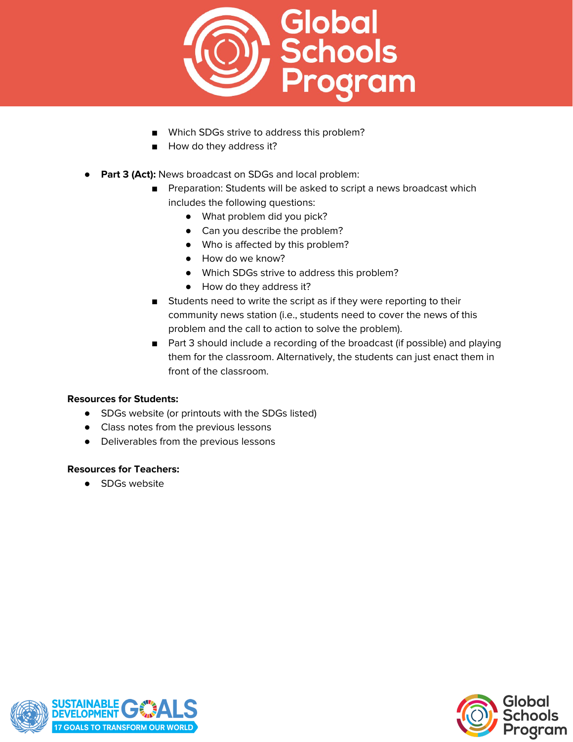- Which SDGs strive to address this problem?
    - How do they address it?

- **Part 3 (Act):** News broadcast on SDGs and local problem:
    - Preparation: Students will be asked to script a news broadcast which includes the following questions:
        - What problem did you pick?
        - Can you describe the problem?
        - Who is affected by this problem?
        - How do we know?
        - Which SDGs strive to address this problem?
        - How do they address it?
    - Students need to write the script as if they were reporting to their community news station (i.e., students need to cover the news of this problem and the call to action to solve the problem).
    - Part 3 should include a recording of the broadcast (if possible) and playing them for the classroom. Alternatively, the students can just enact them in front of the classroom.

**Resources for Students:**

- SDGs website (or printouts with the SDGs listed)
- Class notes from the previous lessons
- Deliverables from the previous lessons

**Resources for Teachers:**

- SDGs website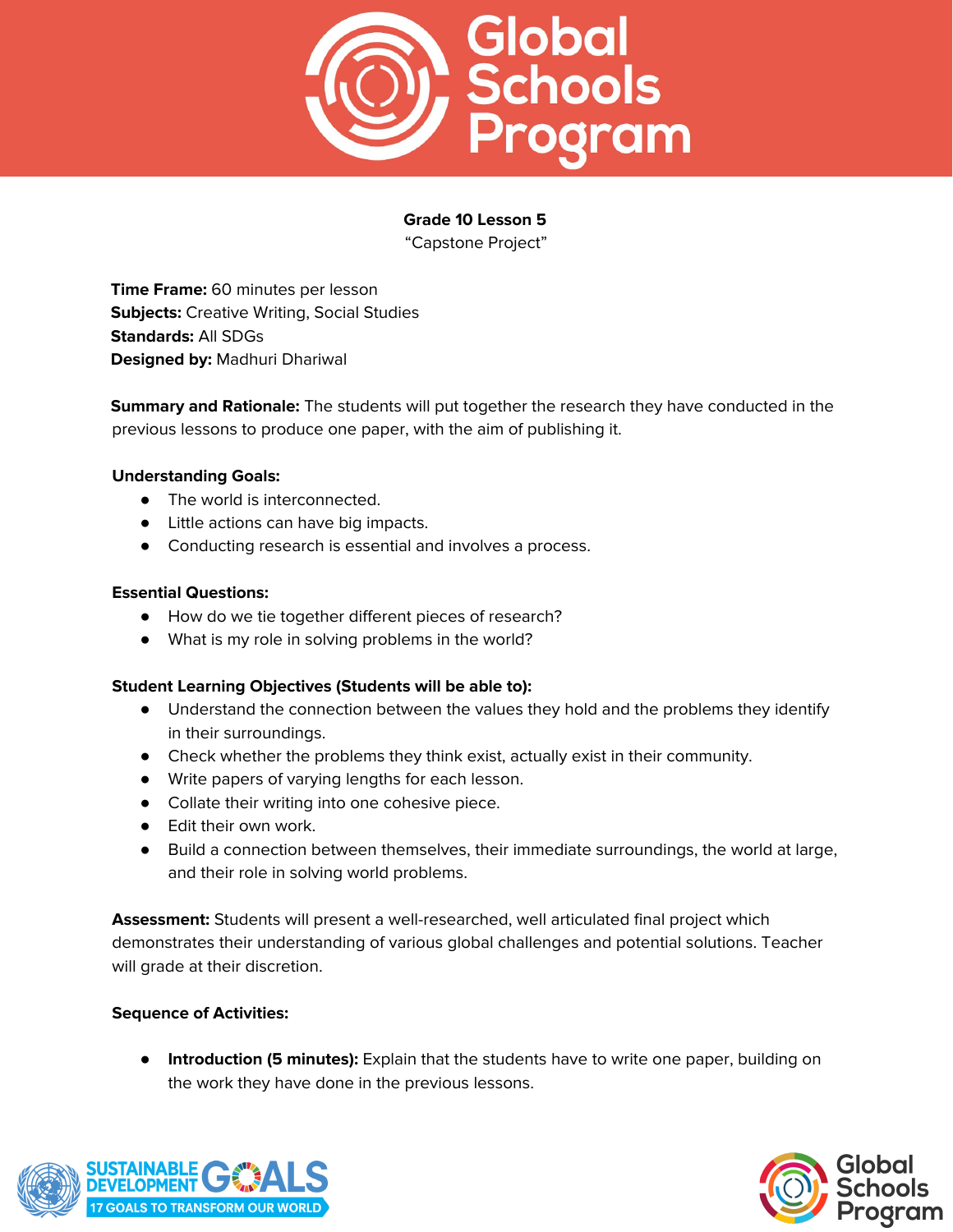**Grade 10 Lesson 5**
"Capstone Project"

**Time Frame:** 60 minutes per lesson
**Subjects:** Creative Writing, Social Studies
**Standards:** All SDGs
**Designed by:** Madhuri Dhariwal

**Summary and Rationale:** The students will put together the research they have conducted in the previous lessons to produce one paper, with the aim of publishing it.

**Understanding Goals:**

- The world is interconnected.
- Little actions can have big impacts.
- Conducting research is essential and involves a process.

**Essential Questions:**

- How do we tie together different pieces of research?
- What is my role in solving problems in the world?

**Student Learning Objectives (Students will be able to):**

- Understand the connection between the values they hold and the problems they identify in their surroundings.
- Check whether the problems they think exist, actually exist in their community.
- Write papers of varying lengths for each lesson.
- Collate their writing into one cohesive piece.
- Edit their own work.
- Build a connection between themselves, their immediate surroundings, the world at large, and their role in solving world problems.

**Assessment:** Students will present a well-researched, well articulated final project which demonstrates their understanding of various global challenges and potential solutions. Teacher will grade at their discretion.

**Sequence of Activities:**

- **Introduction (5 minutes):** Explain that the students have to write one paper, building on the work they have done in the previous lessons.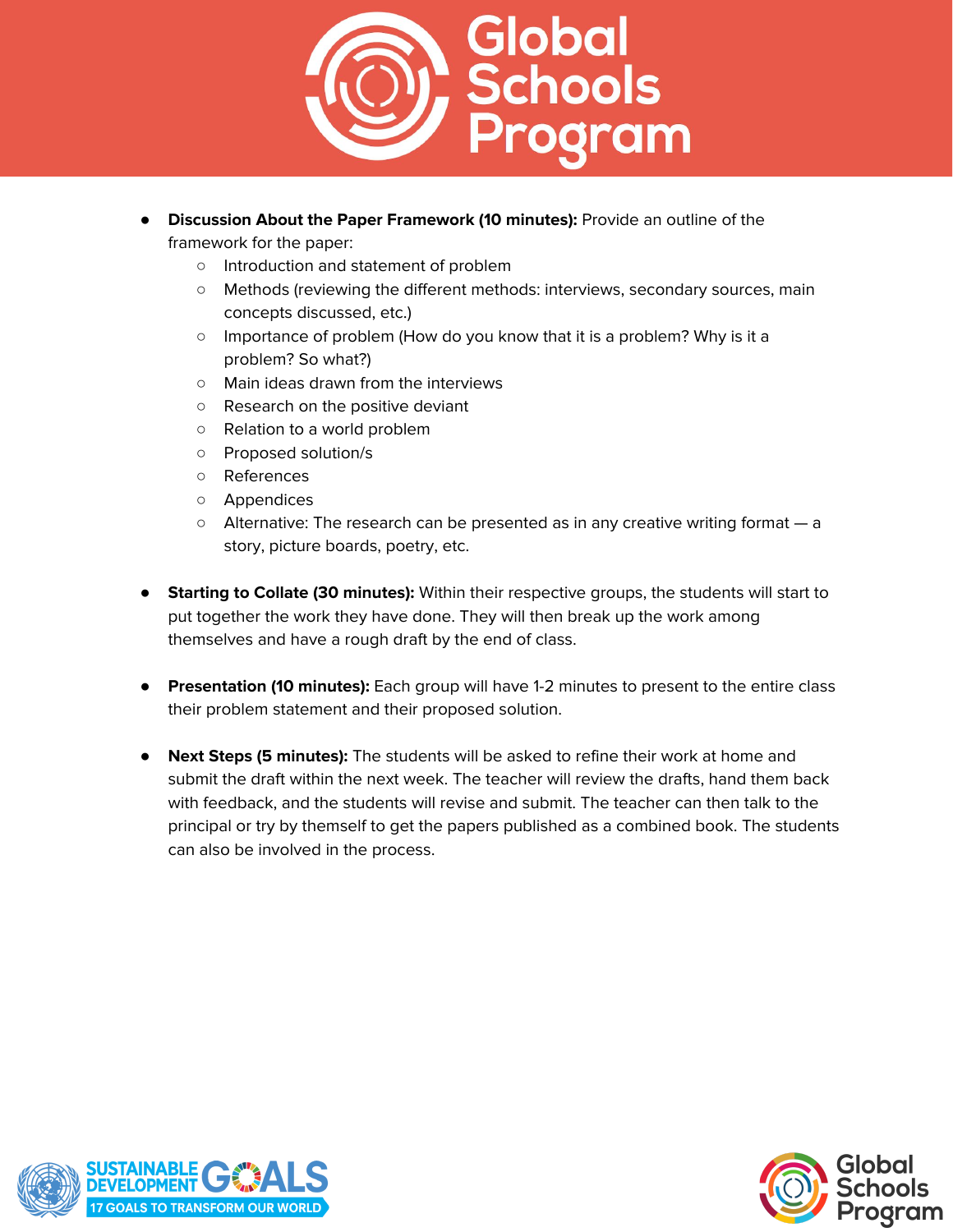- **Discussion About the Paper Framework (10 minutes):** Provide an outline of the framework for the paper:
  - Introduction and statement of problem
  - Methods (reviewing the different methods: interviews, secondary sources, main concepts discussed, etc.)
  - Importance of problem (How do you know that it is a problem? Why is it a problem? So what?)
  - Main ideas drawn from the interviews
  - Research on the positive deviant
  - Relation to a world problem
  - Proposed solution/s
  - References
  - Appendices
  - Alternative: The research can be presented as in any creative writing format — a story, picture boards, poetry, etc.

- **Starting to Collate (30 minutes):** Within their respective groups, the students will start to put together the work they have done. They will then break up the work among themselves and have a rough draft by the end of class.

- **Presentation (10 minutes):** Each group will have 1-2 minutes to present to the entire class their problem statement and their proposed solution.

- **Next Steps (5 minutes):** The students will be asked to refine their work at home and submit the draft within the next week. The teacher will review the drafts, hand them back with feedback, and the students will revise and submit. The teacher can then talk to the principal or try by themself to get the papers published as a combined book. The students can also be involved in the process.